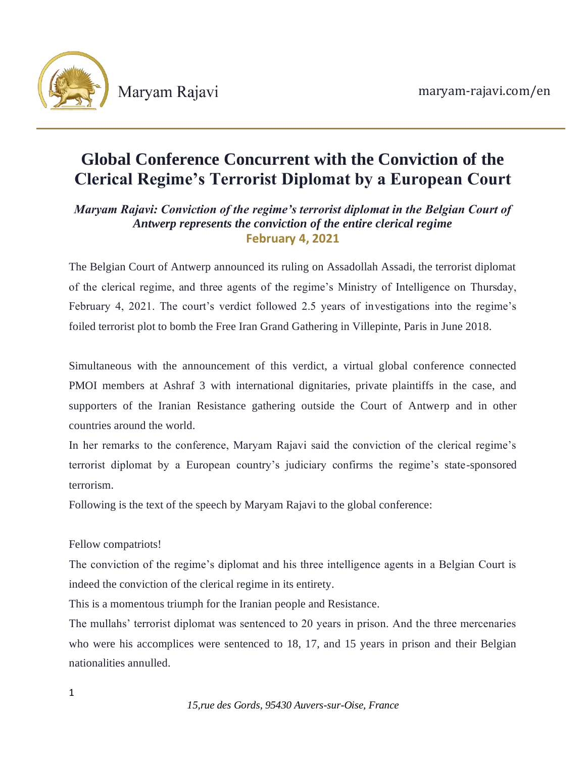# Global Conference Concurrent with the Conviction of the Clerical Regime's Terrorist Diplomat by a European Court

***Maryam Rajavi: Conviction of the regime's terrorist diplomat in the Belgian Court of Antwerp represents the conviction of the entire clerical regime***

**February 4, 2021**

The Belgian Court of Antwerp announced its ruling on Assadollah Assadi, the terrorist diplomat of the clerical regime, and three agents of the regime's Ministry of Intelligence on Thursday, February 4, 2021. The court's verdict followed 2.5 years of investigations into the regime's foiled terrorist plot to bomb the Free Iran Grand Gathering in Villepinte, Paris in June 2018.

Simultaneous with the announcement of this verdict, a virtual global conference connected PMOI members at Ashraf 3 with international dignitaries, private plaintiffs in the case, and supporters of the Iranian Resistance gathering outside the Court of Antwerp and in other countries around the world.

In her remarks to the conference, Maryam Rajavi said the conviction of the clerical regime's terrorist diplomat by a European country's judiciary confirms the regime's state-sponsored terrorism.

Following is the text of the speech by Maryam Rajavi to the global conference:

Fellow compatriots!

The conviction of the regime's diplomat and his three intelligence agents in a Belgian Court is indeed the conviction of the clerical regime in its entirety.

This is a momentous triumph for the Iranian people and Resistance.

The mullahs' terrorist diplomat was sentenced to 20 years in prison. And the three mercenaries who were his accomplices were sentenced to 18, 17, and 15 years in prison and their Belgian nationalities annulled.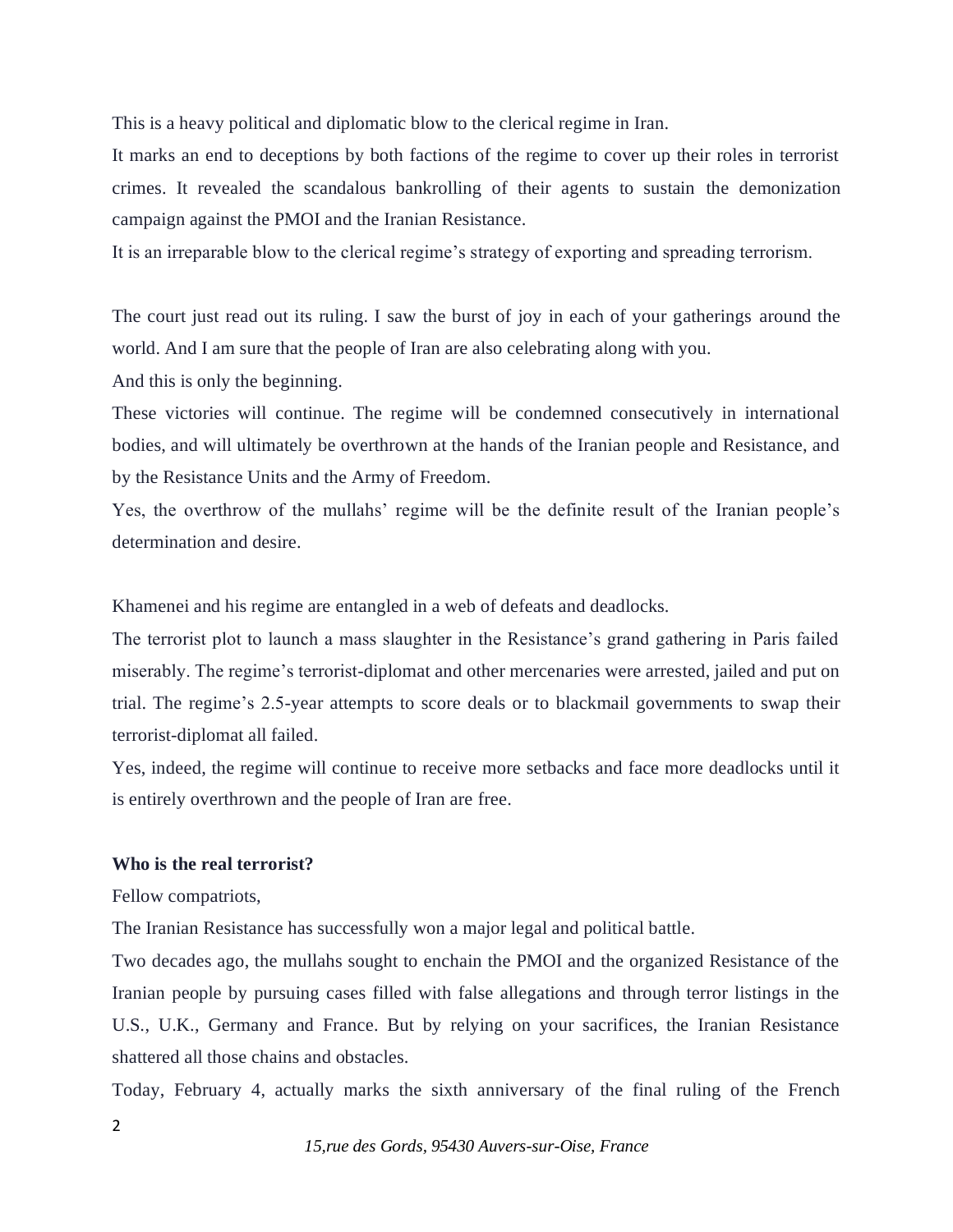This is a heavy political and diplomatic blow to the clerical regime in Iran.

It marks an end to deceptions by both factions of the regime to cover up their roles in terrorist crimes. It revealed the scandalous bankrolling of their agents to sustain the demonization campaign against the PMOI and the Iranian Resistance.

It is an irreparable blow to the clerical regime's strategy of exporting and spreading terrorism.

The court just read out its ruling. I saw the burst of joy in each of your gatherings around the world. And I am sure that the people of Iran are also celebrating along with you.

And this is only the beginning.

These victories will continue. The regime will be condemned consecutively in international bodies, and will ultimately be overthrown at the hands of the Iranian people and Resistance, and by the Resistance Units and the Army of Freedom.

Yes, the overthrow of the mullahs' regime will be the definite result of the Iranian people's determination and desire.

Khamenei and his regime are entangled in a web of defeats and deadlocks.

The terrorist plot to launch a mass slaughter in the Resistance's grand gathering in Paris failed miserably. The regime's terrorist-diplomat and other mercenaries were arrested, jailed and put on trial. The regime's 2.5-year attempts to score deals or to blackmail governments to swap their terrorist-diplomat all failed.

Yes, indeed, the regime will continue to receive more setbacks and face more deadlocks until it is entirely overthrown and the people of Iran are free.

**Who is the real terrorist?**

Fellow compatriots,

The Iranian Resistance has successfully won a major legal and political battle.

Two decades ago, the mullahs sought to enchain the PMOI and the organized Resistance of the Iranian people by pursuing cases filled with false allegations and through terror listings in the U.S., U.K., Germany and France. But by relying on your sacrifices, the Iranian Resistance shattered all those chains and obstacles.

Today, February 4, actually marks the sixth anniversary of the final ruling of the French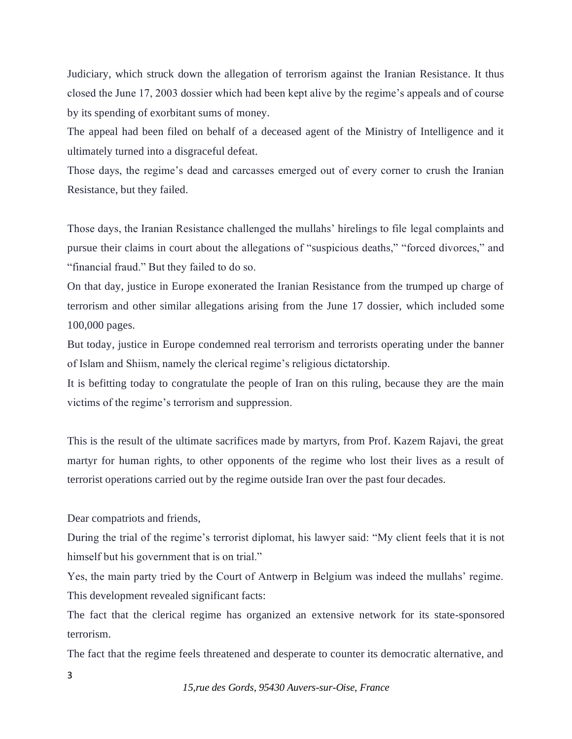Judiciary, which struck down the allegation of terrorism against the Iranian Resistance. It thus closed the June 17, 2003 dossier which had been kept alive by the regime's appeals and of course by its spending of exorbitant sums of money.

The appeal had been filed on behalf of a deceased agent of the Ministry of Intelligence and it ultimately turned into a disgraceful defeat.

Those days, the regime's dead and carcasses emerged out of every corner to crush the Iranian Resistance, but they failed.

Those days, the Iranian Resistance challenged the mullahs' hirelings to file legal complaints and pursue their claims in court about the allegations of "suspicious deaths," "forced divorces," and "financial fraud." But they failed to do so.

On that day, justice in Europe exonerated the Iranian Resistance from the trumped up charge of terrorism and other similar allegations arising from the June 17 dossier, which included some 100,000 pages.

But today, justice in Europe condemned real terrorism and terrorists operating under the banner of Islam and Shiism, namely the clerical regime's religious dictatorship.

It is befitting today to congratulate the people of Iran on this ruling, because they are the main victims of the regime's terrorism and suppression.

This is the result of the ultimate sacrifices made by martyrs, from Prof. Kazem Rajavi, the great martyr for human rights, to other opponents of the regime who lost their lives as a result of terrorist operations carried out by the regime outside Iran over the past four decades.

Dear compatriots and friends,

During the trial of the regime's terrorist diplomat, his lawyer said: "My client feels that it is not himself but his government that is on trial."

Yes, the main party tried by the Court of Antwerp in Belgium was indeed the mullahs' regime. This development revealed significant facts:

The fact that the clerical regime has organized an extensive network for its state-sponsored terrorism.

The fact that the regime feels threatened and desperate to counter its democratic alternative, and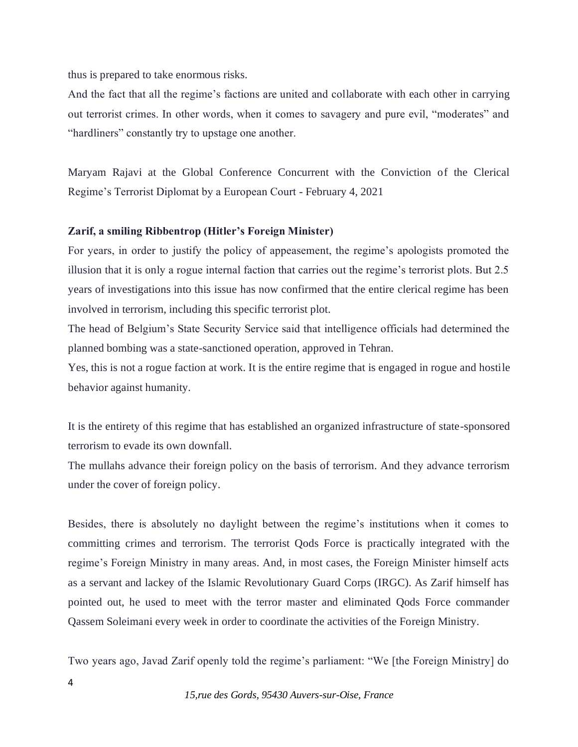thus is prepared to take enormous risks.

And the fact that all the regime's factions are united and collaborate with each other in carrying out terrorist crimes. In other words, when it comes to savagery and pure evil, "moderates" and "hardliners" constantly try to upstage one another.

Maryam Rajavi at the Global Conference Concurrent with the Conviction of the Clerical Regime's Terrorist Diplomat by a European Court - February 4, 2021

**Zarif, a smiling Ribbentrop (Hitler's Foreign Minister)**

For years, in order to justify the policy of appeasement, the regime's apologists promoted the illusion that it is only a rogue internal faction that carries out the regime's terrorist plots. But 2.5 years of investigations into this issue has now confirmed that the entire clerical regime has been involved in terrorism, including this specific terrorist plot.

The head of Belgium's State Security Service said that intelligence officials had determined the planned bombing was a state-sanctioned operation, approved in Tehran.

Yes, this is not a rogue faction at work. It is the entire regime that is engaged in rogue and hostile behavior against humanity.

It is the entirety of this regime that has established an organized infrastructure of state-sponsored terrorism to evade its own downfall.

The mullahs advance their foreign policy on the basis of terrorism. And they advance terrorism under the cover of foreign policy.

Besides, there is absolutely no daylight between the regime's institutions when it comes to committing crimes and terrorism. The terrorist Qods Force is practically integrated with the regime's Foreign Ministry in many areas. And, in most cases, the Foreign Minister himself acts as a servant and lackey of the Islamic Revolutionary Guard Corps (IRGC). As Zarif himself has pointed out, he used to meet with the terror master and eliminated Qods Force commander Qassem Soleimani every week in order to coordinate the activities of the Foreign Ministry.

Two years ago, Javad Zarif openly told the regime's parliament: "We [the Foreign Ministry] do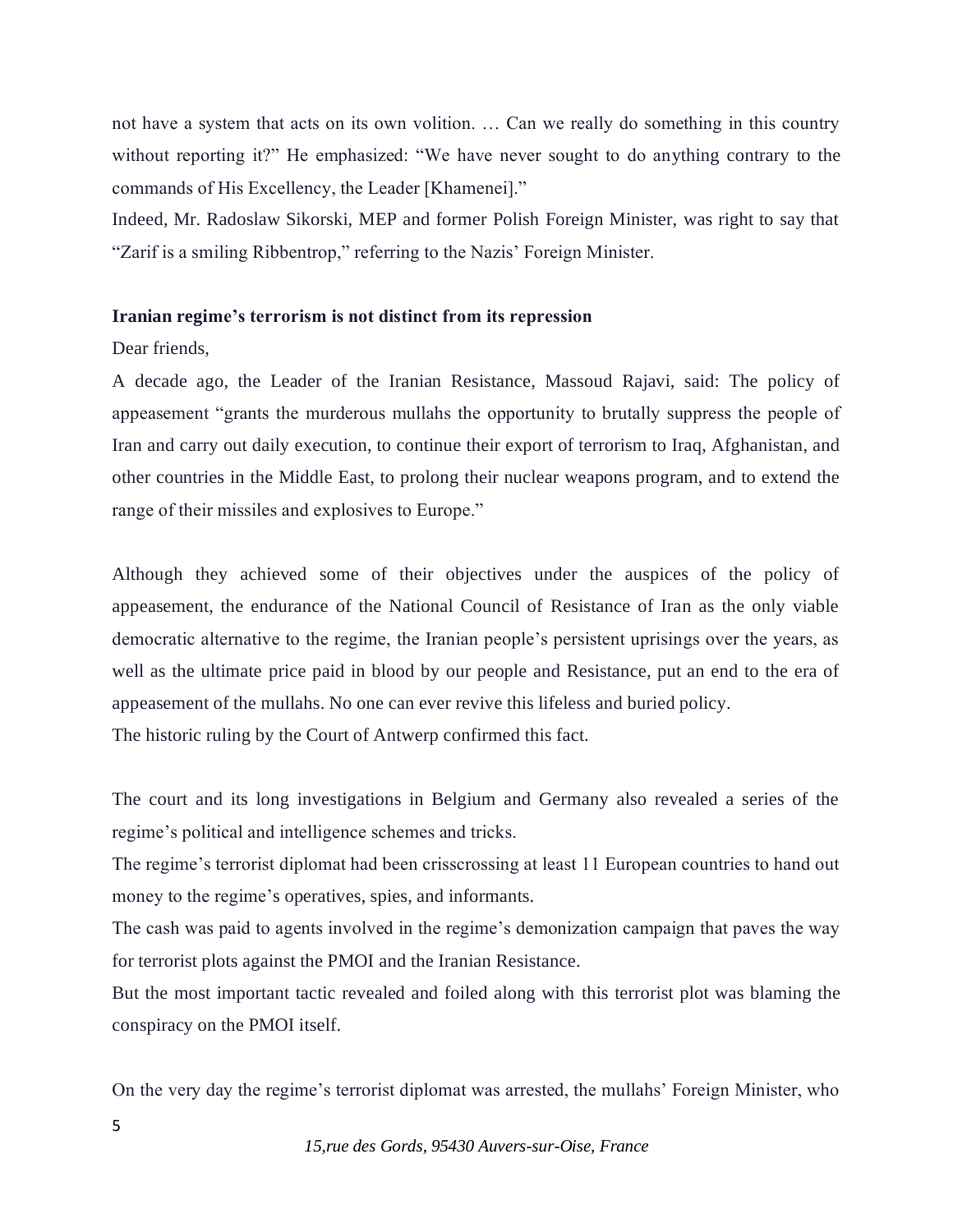not have a system that acts on its own volition. … Can we really do something in this country without reporting it?" He emphasized: "We have never sought to do anything contrary to the commands of His Excellency, the Leader [Khamenei]."

Indeed, Mr. Radoslaw Sikorski, MEP and former Polish Foreign Minister, was right to say that "Zarif is a smiling Ribbentrop," referring to the Nazis' Foreign Minister.

**Iranian regime's terrorism is not distinct from its repression**

Dear friends,

A decade ago, the Leader of the Iranian Resistance, Massoud Rajavi, said: The policy of appeasement "grants the murderous mullahs the opportunity to brutally suppress the people of Iran and carry out daily execution, to continue their export of terrorism to Iraq, Afghanistan, and other countries in the Middle East, to prolong their nuclear weapons program, and to extend the range of their missiles and explosives to Europe."

Although they achieved some of their objectives under the auspices of the policy of appeasement, the endurance of the National Council of Resistance of Iran as the only viable democratic alternative to the regime, the Iranian people's persistent uprisings over the years, as well as the ultimate price paid in blood by our people and Resistance, put an end to the era of appeasement of the mullahs. No one can ever revive this lifeless and buried policy.

The historic ruling by the Court of Antwerp confirmed this fact.

The court and its long investigations in Belgium and Germany also revealed a series of the regime's political and intelligence schemes and tricks.

The regime's terrorist diplomat had been crisscrossing at least 11 European countries to hand out money to the regime's operatives, spies, and informants.

The cash was paid to agents involved in the regime's demonization campaign that paves the way for terrorist plots against the PMOI and the Iranian Resistance.

But the most important tactic revealed and foiled along with this terrorist plot was blaming the conspiracy on the PMOI itself.

On the very day the regime's terrorist diplomat was arrested, the mullahs' Foreign Minister, who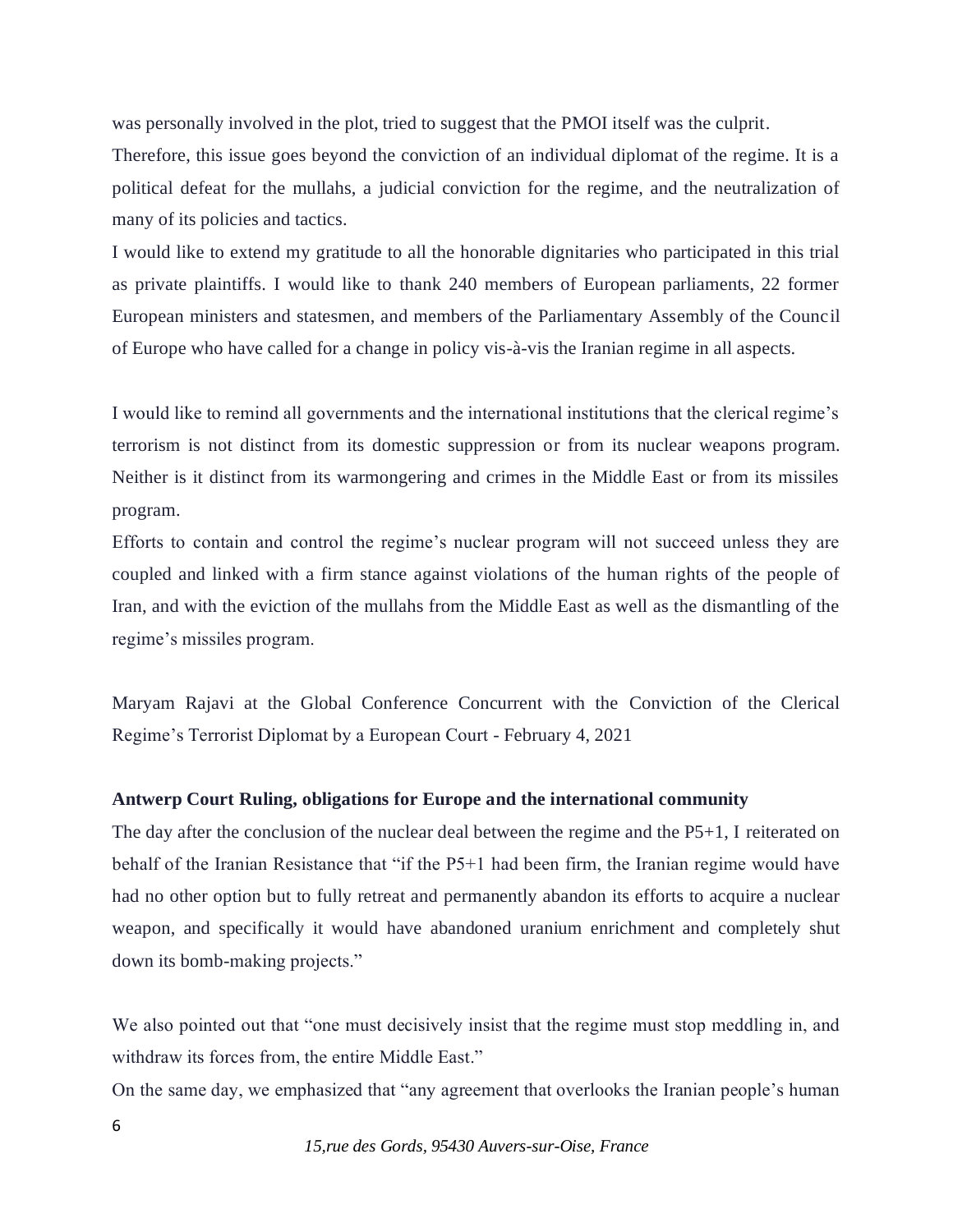was personally involved in the plot, tried to suggest that the PMOI itself was the culprit.

Therefore, this issue goes beyond the conviction of an individual diplomat of the regime. It is a political defeat for the mullahs, a judicial conviction for the regime, and the neutralization of many of its policies and tactics.

I would like to extend my gratitude to all the honorable dignitaries who participated in this trial as private plaintiffs. I would like to thank 240 members of European parliaments, 22 former European ministers and statesmen, and members of the Parliamentary Assembly of the Council of Europe who have called for a change in policy vis-à-vis the Iranian regime in all aspects.

I would like to remind all governments and the international institutions that the clerical regime's terrorism is not distinct from its domestic suppression or from its nuclear weapons program. Neither is it distinct from its warmongering and crimes in the Middle East or from its missiles program.

Efforts to contain and control the regime's nuclear program will not succeed unless they are coupled and linked with a firm stance against violations of the human rights of the people of Iran, and with the eviction of the mullahs from the Middle East as well as the dismantling of the regime's missiles program.

Maryam Rajavi at the Global Conference Concurrent with the Conviction of the Clerical Regime's Terrorist Diplomat by a European Court - February 4, 2021

**Antwerp Court Ruling, obligations for Europe and the international community**

The day after the conclusion of the nuclear deal between the regime and the P5+1, I reiterated on behalf of the Iranian Resistance that "if the P5+1 had been firm, the Iranian regime would have had no other option but to fully retreat and permanently abandon its efforts to acquire a nuclear weapon, and specifically it would have abandoned uranium enrichment and completely shut down its bomb-making projects."

We also pointed out that "one must decisively insist that the regime must stop meddling in, and withdraw its forces from, the entire Middle East."

On the same day, we emphasized that "any agreement that overlooks the Iranian people's human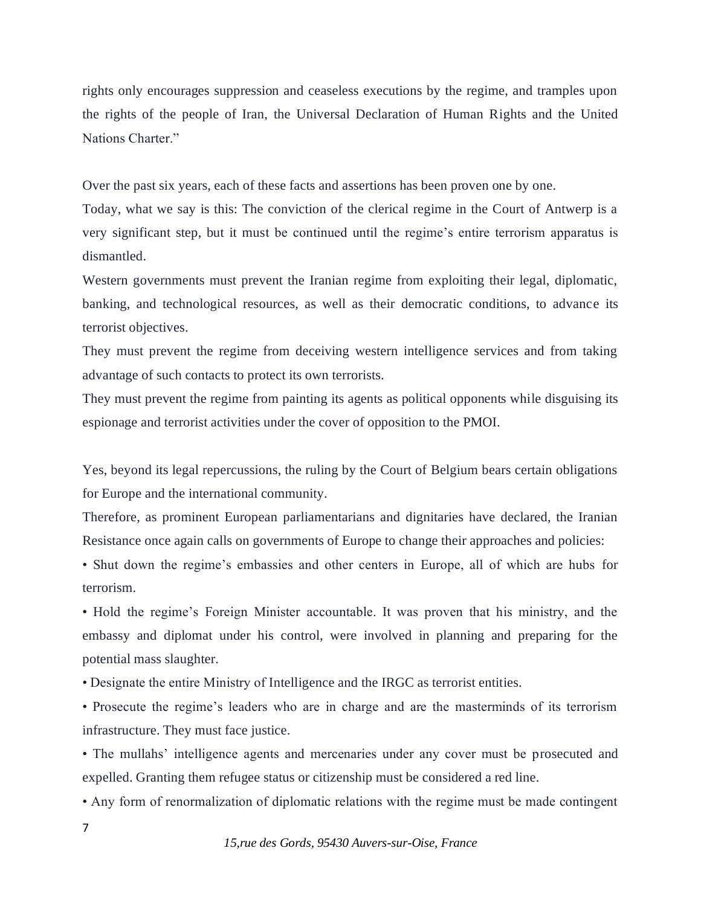rights only encourages suppression and ceaseless executions by the regime, and tramples upon the rights of the people of Iran, the Universal Declaration of Human Rights and the United Nations Charter."

Over the past six years, each of these facts and assertions has been proven one by one.

Today, what we say is this: The conviction of the clerical regime in the Court of Antwerp is a very significant step, but it must be continued until the regime's entire terrorism apparatus is dismantled.

Western governments must prevent the Iranian regime from exploiting their legal, diplomatic, banking, and technological resources, as well as their democratic conditions, to advance its terrorist objectives.

They must prevent the regime from deceiving western intelligence services and from taking advantage of such contacts to protect its own terrorists.

They must prevent the regime from painting its agents as political opponents while disguising its espionage and terrorist activities under the cover of opposition to the PMOI.

Yes, beyond its legal repercussions, the ruling by the Court of Belgium bears certain obligations for Europe and the international community.

Therefore, as prominent European parliamentarians and dignitaries have declared, the Iranian Resistance once again calls on governments of Europe to change their approaches and policies:

- Shut down the regime's embassies and other centers in Europe, all of which are hubs for terrorism.
- Hold the regime's Foreign Minister accountable. It was proven that his ministry, and the embassy and diplomat under his control, were involved in planning and preparing for the potential mass slaughter.
- Designate the entire Ministry of Intelligence and the IRGC as terrorist entities.
- Prosecute the regime's leaders who are in charge and are the masterminds of its terrorism infrastructure. They must face justice.
- The mullahs' intelligence agents and mercenaries under any cover must be prosecuted and expelled. Granting them refugee status or citizenship must be considered a red line.
- Any form of renormalization of diplomatic relations with the regime must be made contingent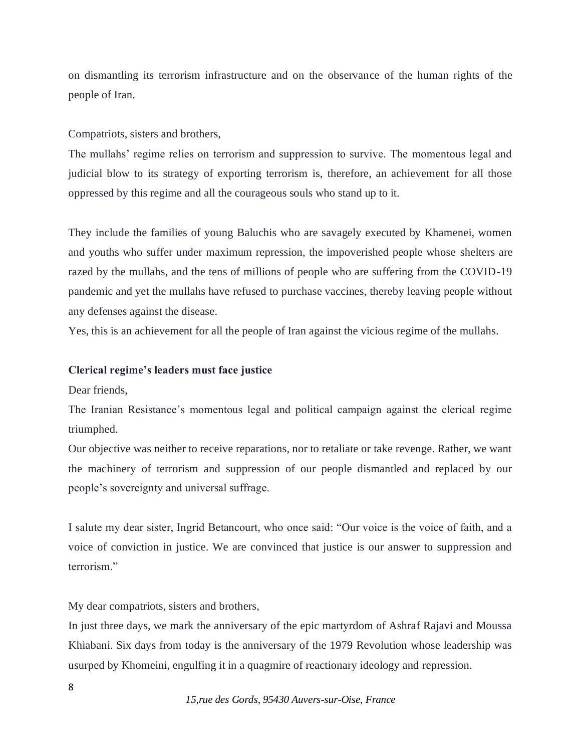on dismantling its terrorism infrastructure and on the observance of the human rights of the people of Iran.

Compatriots, sisters and brothers,

The mullahs' regime relies on terrorism and suppression to survive. The momentous legal and judicial blow to its strategy of exporting terrorism is, therefore, an achievement for all those oppressed by this regime and all the courageous souls who stand up to it.

They include the families of young Baluchis who are savagely executed by Khamenei, women and youths who suffer under maximum repression, the impoverished people whose shelters are razed by the mullahs, and the tens of millions of people who are suffering from the COVID-19 pandemic and yet the mullahs have refused to purchase vaccines, thereby leaving people without any defenses against the disease.

Yes, this is an achievement for all the people of Iran against the vicious regime of the mullahs.

**Clerical regime's leaders must face justice**

Dear friends,

The Iranian Resistance's momentous legal and political campaign against the clerical regime triumphed.

Our objective was neither to receive reparations, nor to retaliate or take revenge. Rather, we want the machinery of terrorism and suppression of our people dismantled and replaced by our people's sovereignty and universal suffrage.

I salute my dear sister, Ingrid Betancourt, who once said: "Our voice is the voice of faith, and a voice of conviction in justice. We are convinced that justice is our answer to suppression and terrorism."

My dear compatriots, sisters and brothers,

In just three days, we mark the anniversary of the epic martyrdom of Ashraf Rajavi and Moussa Khiabani. Six days from today is the anniversary of the 1979 Revolution whose leadership was usurped by Khomeini, engulfing it in a quagmire of reactionary ideology and repression.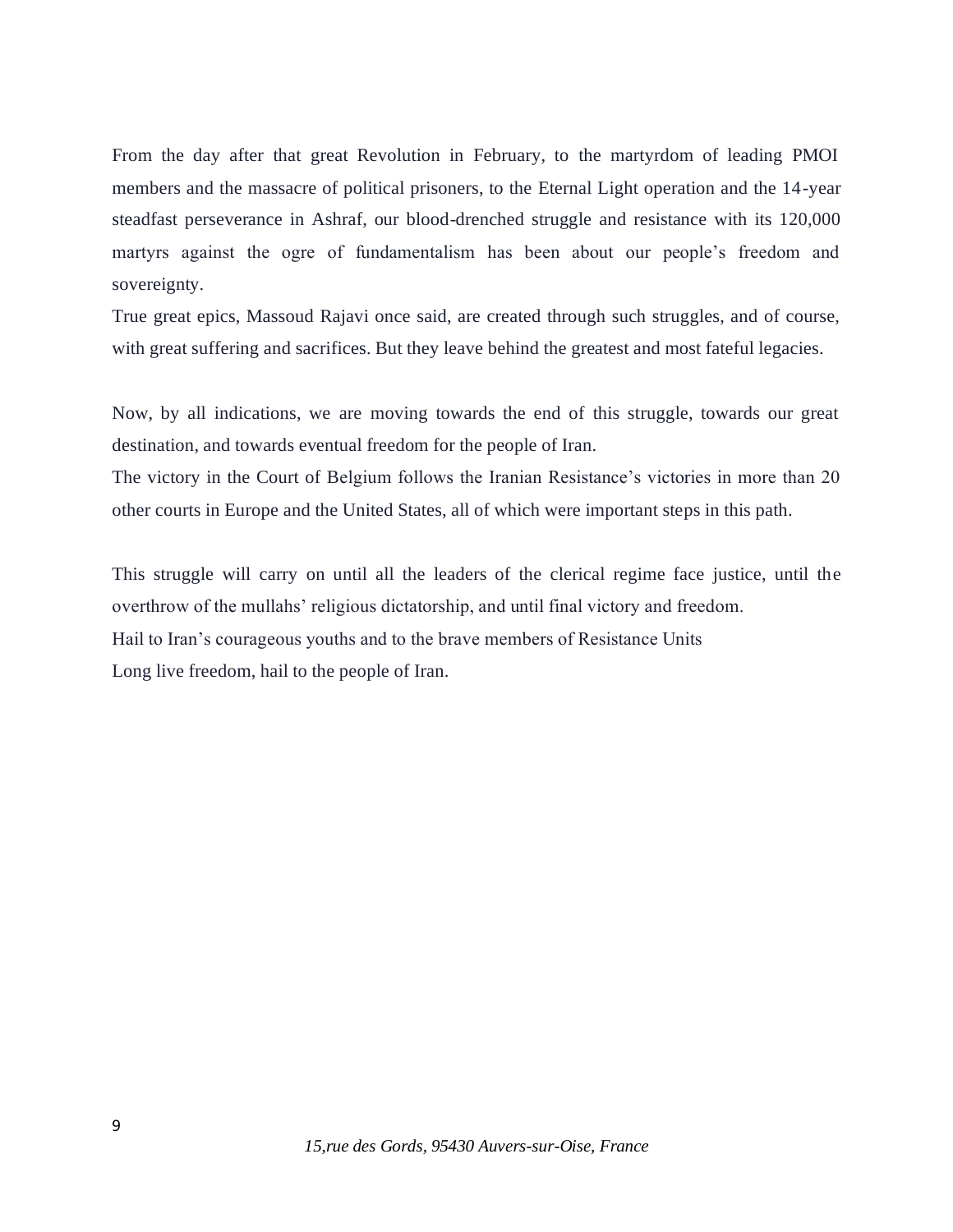From the day after that great Revolution in February, to the martyrdom of leading PMOI members and the massacre of political prisoners, to the Eternal Light operation and the 14-year steadfast perseverance in Ashraf, our blood-drenched struggle and resistance with its 120,000 martyrs against the ogre of fundamentalism has been about our people's freedom and sovereignty.

True great epics, Massoud Rajavi once said, are created through such struggles, and of course, with great suffering and sacrifices. But they leave behind the greatest and most fateful legacies.

Now, by all indications, we are moving towards the end of this struggle, towards our great destination, and towards eventual freedom for the people of Iran.

The victory in the Court of Belgium follows the Iranian Resistance's victories in more than 20 other courts in Europe and the United States, all of which were important steps in this path.

This struggle will carry on until all the leaders of the clerical regime face justice, until the overthrow of the mullahs' religious dictatorship, and until final victory and freedom.

Hail to Iran's courageous youths and to the brave members of Resistance Units

Long live freedom, hail to the people of Iran.